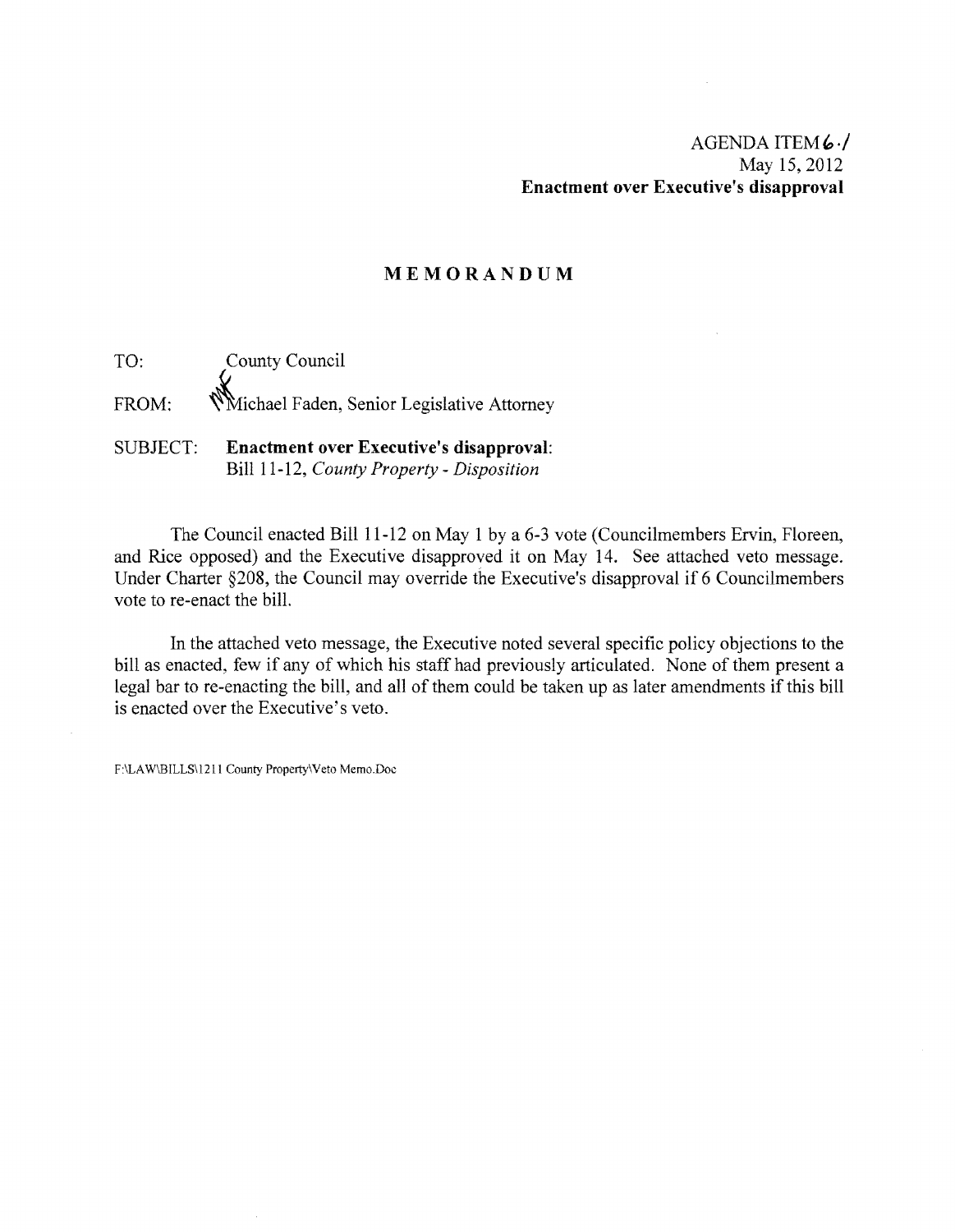AGENDA ITEM 6.1
May 15, 2012
**Enactment over Executive's disapproval**

# MEMORANDUM

TO: County Council

FROM: Michael Faden, Senior Legislative Attorney

SUBJECT: **Enactment over Executive's disapproval**: Bill 11-12, *County Property - Disposition*

The Council enacted Bill 11-12 on May 1 by a 6-3 vote (Councilmembers Ervin, Floreen, and Rice opposed) and the Executive disapproved it on May 14. See attached veto message. Under Charter §208, the Council may override the Executive's disapproval if 6 Councilmembers vote to re-enact the bill.

In the attached veto message, the Executive noted several specific policy objections to the bill as enacted, few if any of which his staff had previously articulated. None of them present a legal bar to re-enacting the bill, and all of them could be taken up as later amendments if this bill is enacted over the Executive's veto.

F:\LAW\BILLS\1211 County Property\Veto Memo.Doc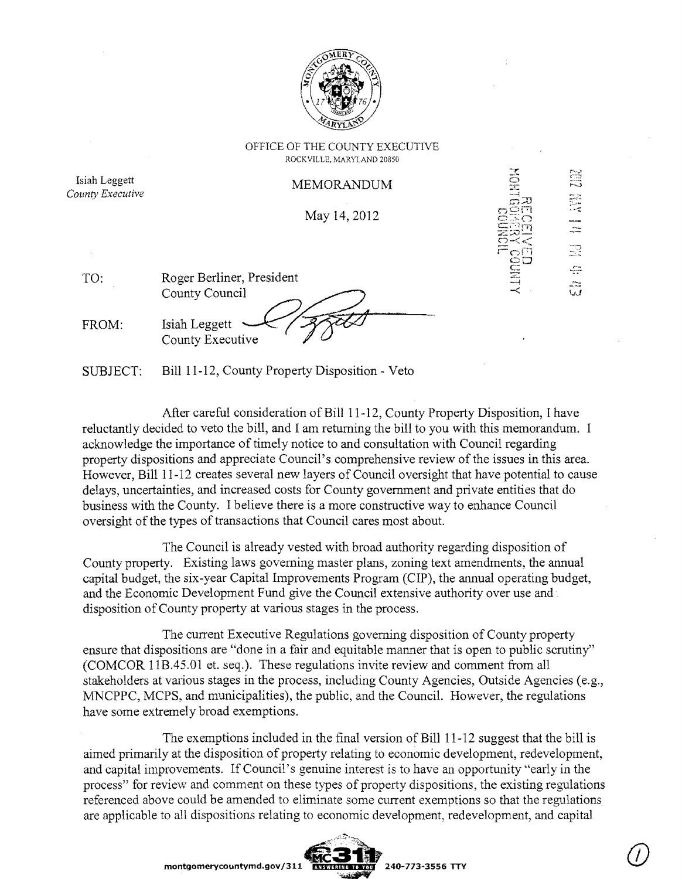OFFICE OF THE COUNTY EXECUTIVE
ROCKVILLE, MARYLAND 20850

Isiah Leggett
*County Executive*

MEMORANDUM

May 14, 2012

TO: Roger Berliner, President
County Council

FROM: Isiah Leggett
County Executive

SUBJECT: Bill 11-12, County Property Disposition - Veto

After careful consideration of Bill 11-12, County Property Disposition, I have reluctantly decided to veto the bill, and I am returning the bill to you with this memorandum. I acknowledge the importance of timely notice to and consultation with Council regarding property dispositions and appreciate Council's comprehensive review of the issues in this area. However, Bill 11-12 creates several new layers of Council oversight that have potential to cause delays, uncertainties, and increased costs for County government and private entities that do business with the County. I believe there is a more constructive way to enhance Council oversight of the types of transactions that Council cares most about.

The Council is already vested with broad authority regarding disposition of County property. Existing laws governing master plans, zoning text amendments, the annual capital budget, the six-year Capital Improvements Program (CIP), the annual operating budget, and the Economic Development Fund give the Council extensive authority over use and disposition of County property at various stages in the process.

The current Executive Regulations governing disposition of County property ensure that dispositions are "done in a fair and equitable manner that is open to public scrutiny" (COMCOR 11B.45.01 et. seq.). These regulations invite review and comment from all stakeholders at various stages in the process, including County Agencies, Outside Agencies (e.g., MNCPPC, MCPS, and municipalities), the public, and the Council. However, the regulations have some extremely broad exemptions.

The exemptions included in the final version of Bill 11-12 suggest that the bill is aimed primarily at the disposition of property relating to economic development, redevelopment, and capital improvements. If Council's genuine interest is to have an opportunity "early in the process" for review and comment on these types of property dispositions, the existing regulations referenced above could be amended to eliminate some current exemptions so that the regulations are applicable to all dispositions relating to economic development, redevelopment, and capital

montgomerycountymd.gov/311 240-773-3556 TTY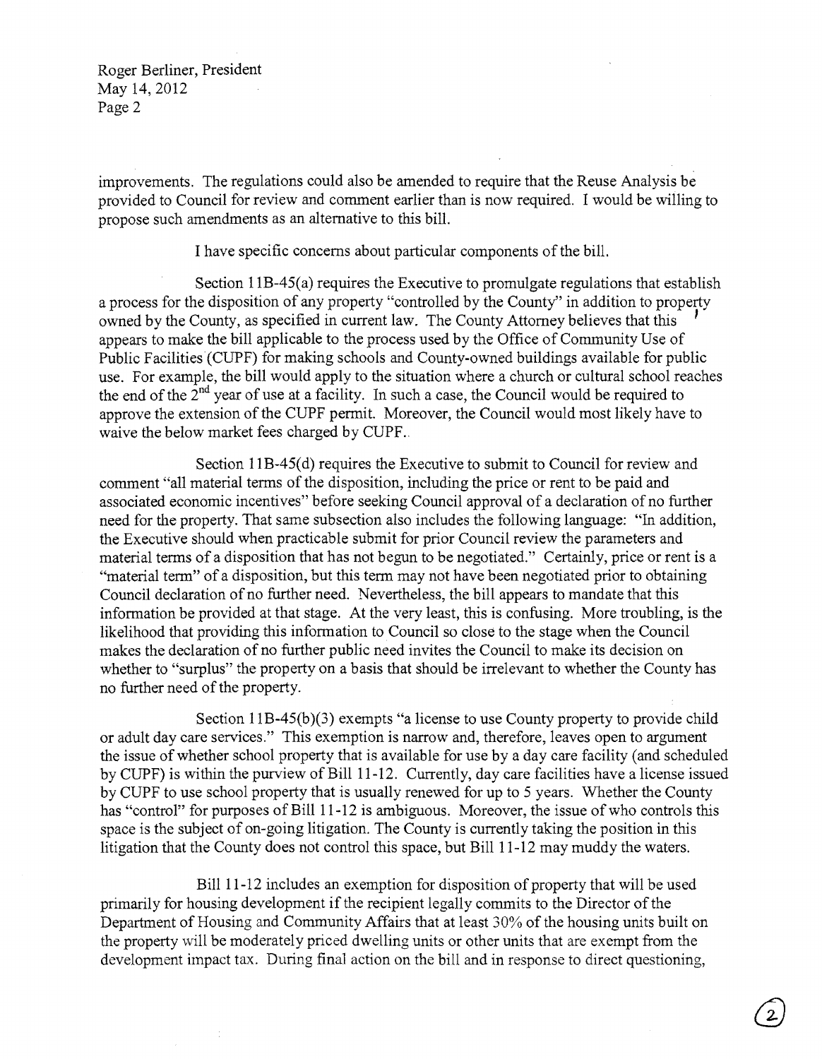improvements. The regulations could also be amended to require that the Reuse Analysis be provided to Council for review and comment earlier than is now required. I would be willing to propose such amendments as an alternative to this bill.

I have specific concerns about particular components of the bill.

Section 11B-45(a) requires the Executive to promulgate regulations that establish a process for the disposition of any property "controlled by the County" in addition to property owned by the County, as specified in current law. The County Attorney believes that this appears to make the bill applicable to the process used by the Office of Community Use of Public Facilities (CUPF) for making schools and County-owned buildings available for public use. For example, the bill would apply to the situation where a church or cultural school reaches the end of the 2nd year of use at a facility. In such a case, the Council would be required to approve the extension of the CUPF permit. Moreover, the Council would most likely have to waive the below market fees charged by CUPF.

Section 11B-45(d) requires the Executive to submit to Council for review and comment "all material terms of the disposition, including the price or rent to be paid and associated economic incentives" before seeking Council approval of a declaration of no further need for the property. That same subsection also includes the following language: "In addition, the Executive should when practicable submit for prior Council review the parameters and material terms of a disposition that has not begun to be negotiated." Certainly, price or rent is a "material term" of a disposition, but this term may not have been negotiated prior to obtaining Council declaration of no further need. Nevertheless, the bill appears to mandate that this information be provided at that stage. At the very least, this is confusing. More troubling, is the likelihood that providing this information to Council so close to the stage when the Council makes the declaration of no further public need invites the Council to make its decision on whether to "surplus" the property on a basis that should be irrelevant to whether the County has no further need of the property.

Section 11B-45(b)(3) exempts "a license to use County property to provide child or adult day care services." This exemption is narrow and, therefore, leaves open to argument the issue of whether school property that is available for use by a day care facility (and scheduled by CUPF) is within the purview of Bill 11-12. Currently, day care facilities have a license issued by CUPF to use school property that is usually renewed for up to 5 years. Whether the County has "control" for purposes of Bill 11-12 is ambiguous. Moreover, the issue of who controls this space is the subject of on-going litigation. The County is currently taking the position in this litigation that the County does not control this space, but Bill 11-12 may muddy the waters.

Bill 11-12 includes an exemption for disposition of property that will be used primarily for housing development if the recipient legally commits to the Director of the Department of Housing and Community Affairs that at least 30% of the housing units built on the property will be moderately priced dwelling units or other units that are exempt from the development impact tax. During final action on the bill and in response to direct questioning,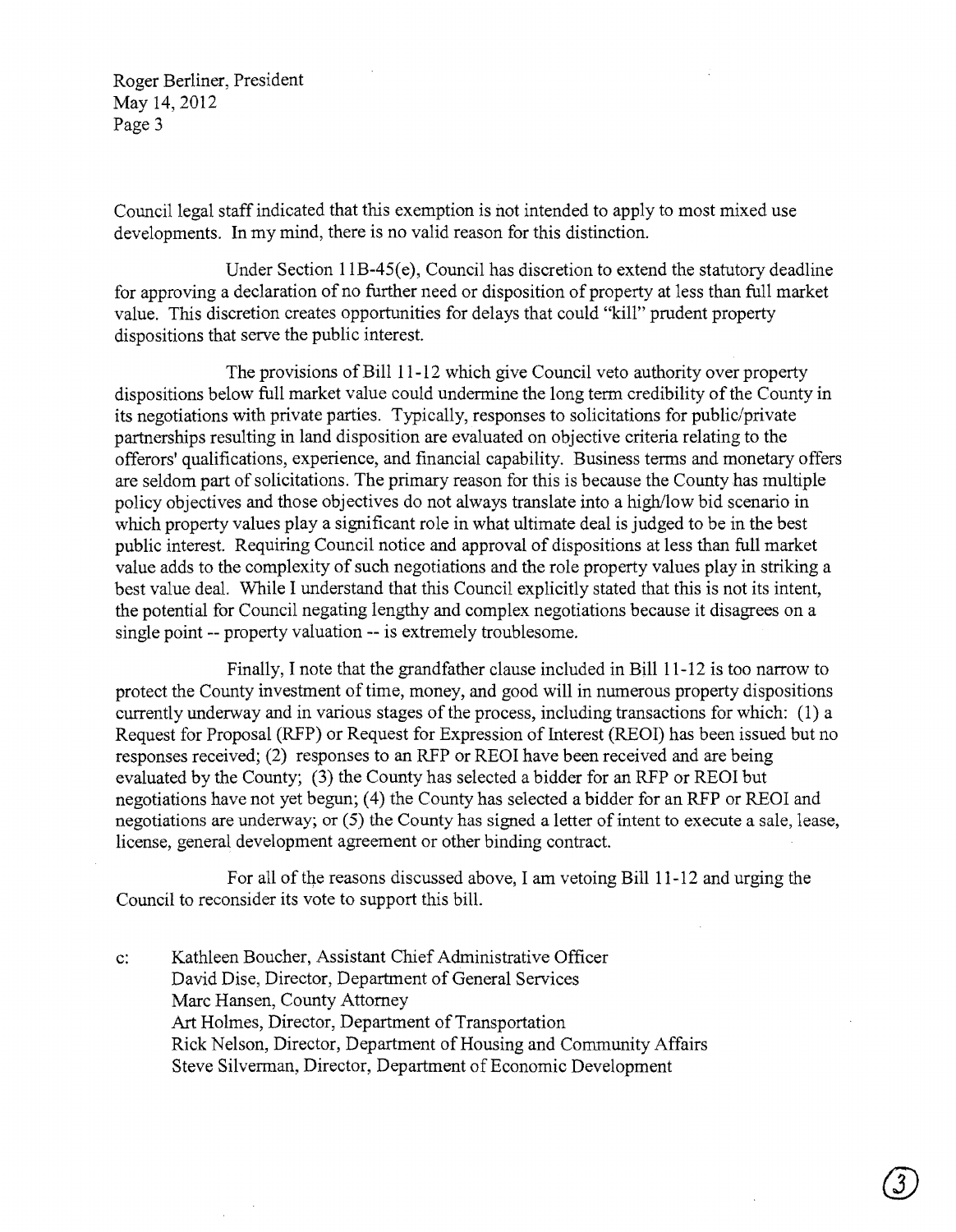Council legal staff indicated that this exemption is not intended to apply to most mixed use developments. In my mind, there is no valid reason for this distinction.

Under Section 11B-45(e), Council has discretion to extend the statutory deadline for approving a declaration of no further need or disposition of property at less than full market value. This discretion creates opportunities for delays that could "kill" prudent property dispositions that serve the public interest.

The provisions of Bill 11-12 which give Council veto authority over property dispositions below full market value could undermine the long term credibility of the County in its negotiations with private parties. Typically, responses to solicitations for public/private partnerships resulting in land disposition are evaluated on objective criteria relating to the offerors' qualifications, experience, and financial capability. Business terms and monetary offers are seldom part of solicitations. The primary reason for this is because the County has multiple policy objectives and those objectives do not always translate into a high/low bid scenario in which property values play a significant role in what ultimate deal is judged to be in the best public interest. Requiring Council notice and approval of dispositions at less than full market value adds to the complexity of such negotiations and the role property values play in striking a best value deal. While I understand that this Council explicitly stated that this is not its intent, the potential for Council negating lengthy and complex negotiations because it disagrees on a single point -- property valuation -- is extremely troublesome.

Finally, I note that the grandfather clause included in Bill 11-12 is too narrow to protect the County investment of time, money, and good will in numerous property dispositions currently underway and in various stages of the process, including transactions for which: (1) a Request for Proposal (RFP) or Request for Expression of Interest (REOI) has been issued but no responses received; (2) responses to an RFP or REOI have been received and are being evaluated by the County; (3) the County has selected a bidder for an RFP or REOI but negotiations have not yet begun; (4) the County has selected a bidder for an RFP or REOI and negotiations are underway; or (5) the County has signed a letter of intent to execute a sale, lease, license, general development agreement or other binding contract.

For all of the reasons discussed above, I am vetoing Bill 11-12 and urging the Council to reconsider its vote to support this bill.

c: Kathleen Boucher, Assistant Chief Administrative Officer
David Dise, Director, Department of General Services
Marc Hansen, County Attorney
Art Holmes, Director, Department of Transportation
Rick Nelson, Director, Department of Housing and Community Affairs
Steve Silverman, Director, Department of Economic Development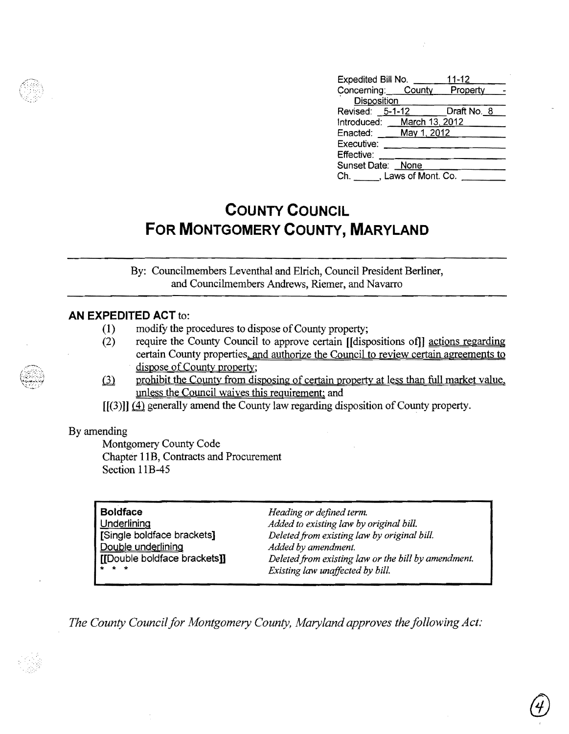| | |
|---|---|
| Expedited Bill No. | 11-12 |
| Concerning: | County Property - Disposition |
| Revised: 5-1-12 | Draft No. 8 |
| Introduced: | March 13, 2012 |
| Enacted: | May 1, 2012 |
| Executive: | |
| Effective: | |
| Sunset Date: | None |
| Ch. ______, Laws of Mont. Co. | |

# COUNTY COUNCIL FOR MONTGOMERY COUNTY, MARYLAND

By: Councilmembers Leventhal and Elrich, Council President Berliner, and Councilmembers Andrews, Riemer, and Navarro

## AN EXPEDITED ACT to:

(1) modify the procedures to dispose of County property;

(2) require the County Council to approve certain [[dispositions of]] actions regarding certain County properties, and authorize the Council to review certain agreements to dispose of County property;

(3) prohibit the County from disposing of certain property at less than full market value, unless the Council waives this requirement; and

[[(3)]] (4) generally amend the County law regarding disposition of County property.

By amending

Montgomery County Code
Chapter 11B, Contracts and Procurement
Section 11B-45

| | |
|---|---|
| **Boldface** | *Heading or defined term.* |
| Underlining | *Added to existing law by original bill.* |
| [Single boldface brackets] | *Deleted from existing law by original bill.* |
| Double underlining | *Added by amendment.* |
| [[Double boldface brackets]] | *Deleted from existing law or the bill by amendment.* |
| * * * | *Existing law unaffected by bill.* |

*The County Council for Montgomery County, Maryland approves the following Act:*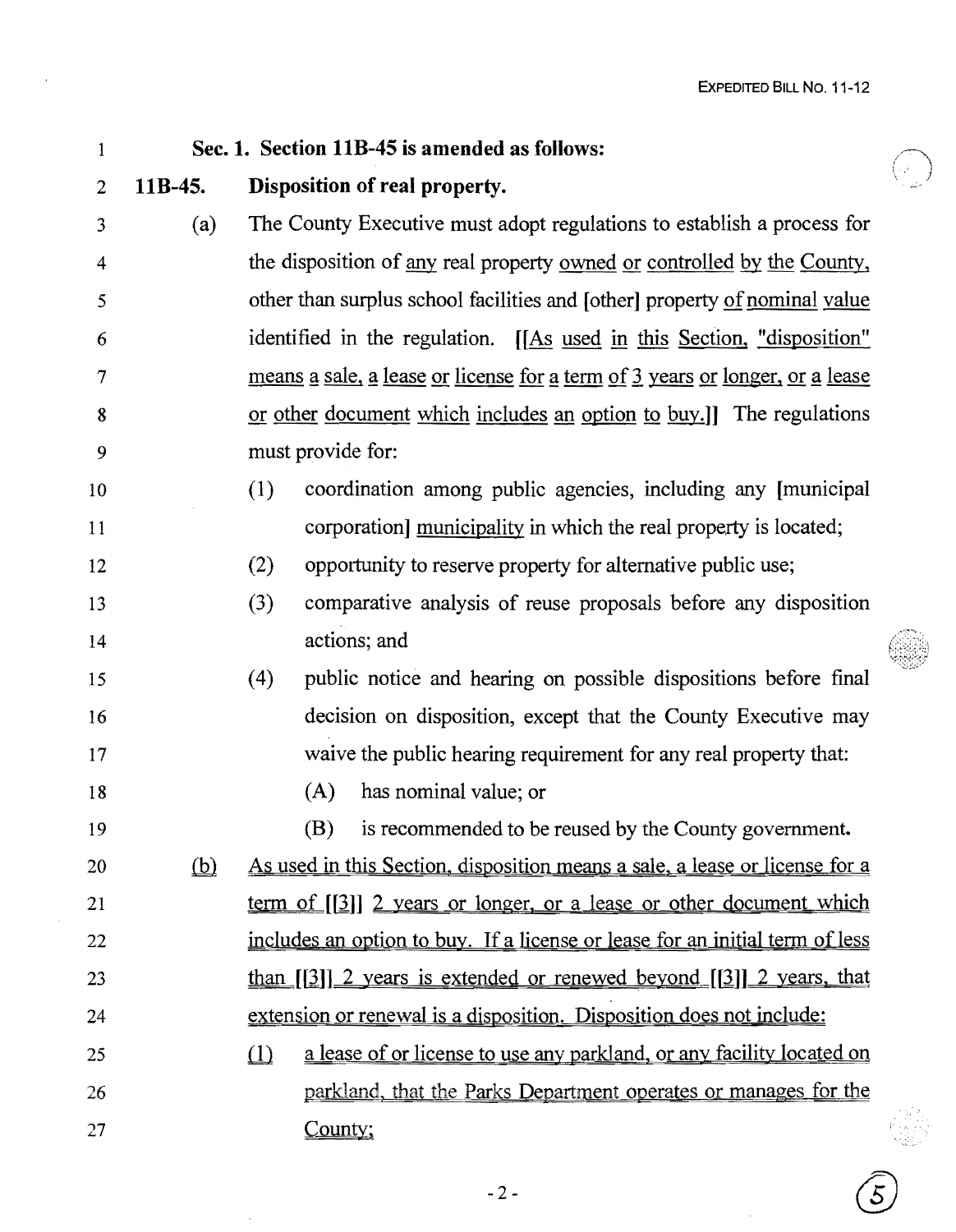**Sec. 1. Section 11B-45 is amended as follows:**

**11B-45. Disposition of real property.**

(a) The County Executive must adopt regulations to establish a process for the disposition of any real property owned or controlled by the County, other than surplus school facilities and [other] property of nominal value identified in the regulation. [[As used in this Section, "disposition" means a sale, a lease or license for a term of 3 years or longer, or a lease or other document which includes an option to buy.]] The regulations must provide for:

(1) coordination among public agencies, including any [municipal corporation] municipality in which the real property is located;

(2) opportunity to reserve property for alternative public use;

(3) comparative analysis of reuse proposals before any disposition actions; and

(4) public notice and hearing on possible dispositions before final decision on disposition, except that the County Executive may waive the public hearing requirement for any real property that:

(A) has nominal value; or

(B) is recommended to be reused by the County government.

(b) As used in this Section, disposition means a sale, a lease or license for a term of [[3]] 2 years or longer, or a lease or other document which includes an option to buy. If a license or lease for an initial term of less than [[3]] 2 years is extended or renewed beyond [[3]] 2 years, that extension or renewal is a disposition. Disposition does not include:

(1) a lease of or license to use any parkland, or any facility located on parkland, that the Parks Department operates or manages for the County;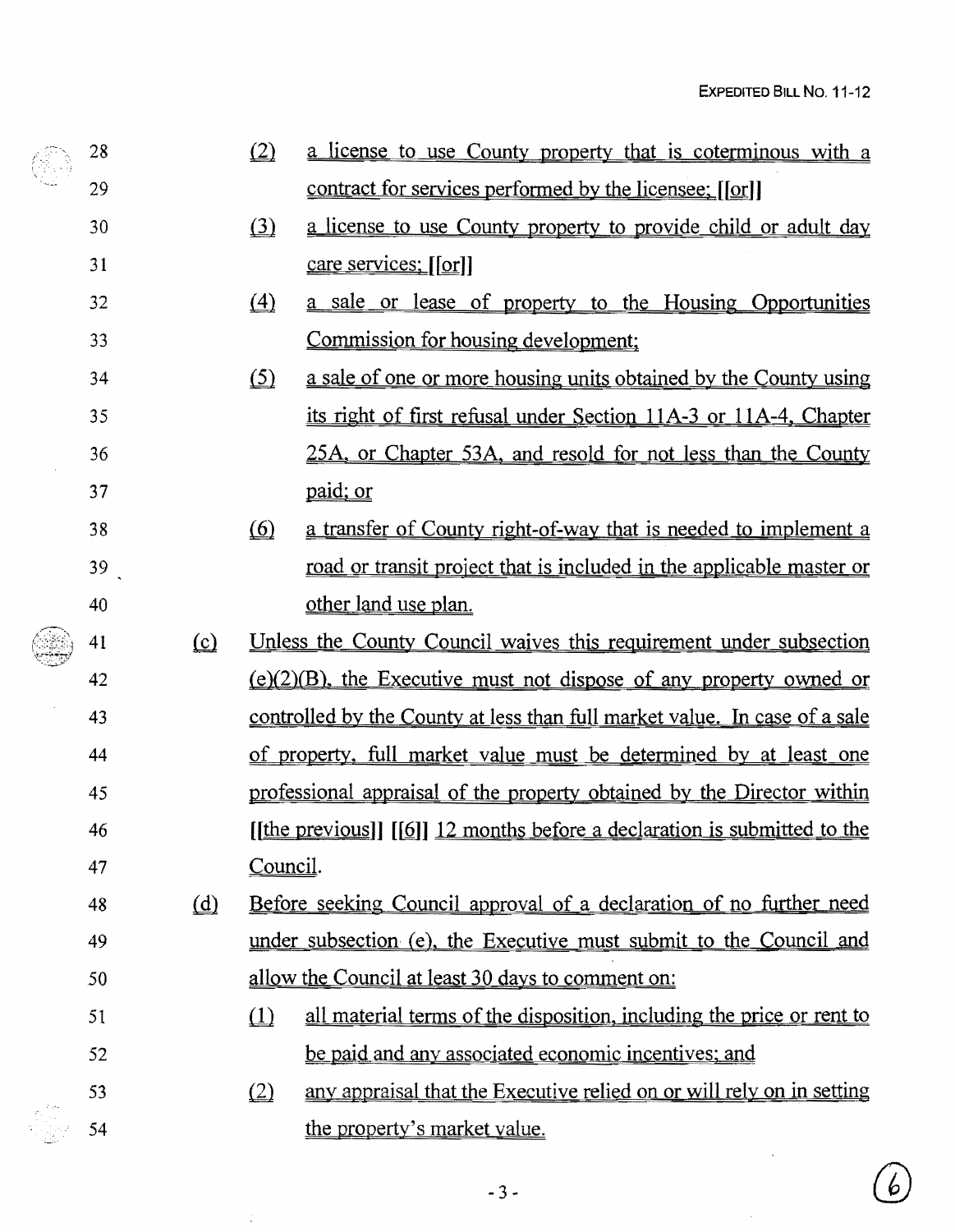28 (2) a license to use County property that is coterminous with a
29 contract for services performed by the licensee; [[or]]

30 (3) a license to use County property to provide child or adult day
31 care services; [[or]]

32 (4) a sale or lease of property to the Housing Opportunities
33 Commission for housing development;

34 (5) a sale of one or more housing units obtained by the County using
35 its right of first refusal under Section 11A-3 or 11A-4, Chapter
36 25A, or Chapter 53A, and resold for not less than the County
37 paid; or

38 (6) a transfer of County right-of-way that is needed to implement a
39 road or transit project that is included in the applicable master or
40 other land use plan.

41 (c) Unless the County Council waives this requirement under subsection
42 (e)(2)(B), the Executive must not dispose of any property owned or
43 controlled by the County at less than full market value. In case of a sale
44 of property, full market value must be determined by at least one
45 professional appraisal of the property obtained by the Director within
46 [[the previous]] [[6]] 12 months before a declaration is submitted to the
47 Council.

48 (d) Before seeking Council approval of a declaration of no further need
49 under subsection (e), the Executive must submit to the Council and
50 allow the Council at least 30 days to comment on:

51 (1) all material terms of the disposition, including the price or rent to
52 be paid and any associated economic incentives; and

53 (2) any appraisal that the Executive relied on or will rely on in setting
54 the property's market value.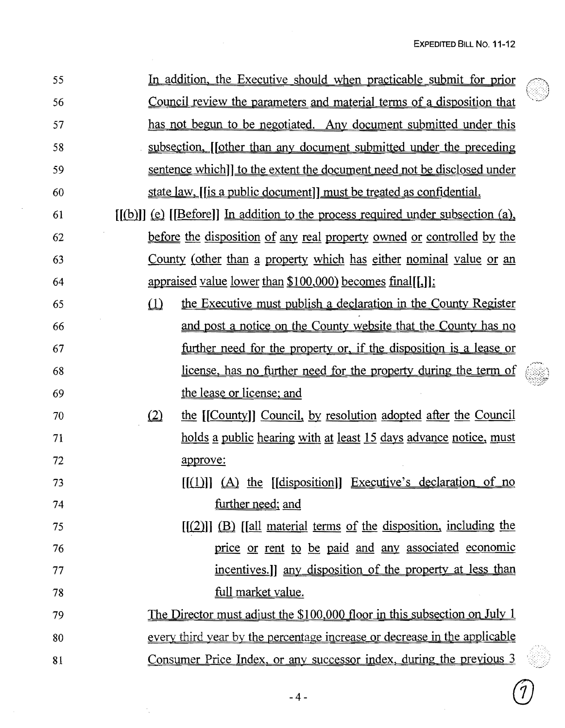55 In addition, the Executive should when practicable submit for prior
56 Council review the parameters and material terms of a disposition that
57 has not begun to be negotiated. Any document submitted under this
58 subsection, [[other than any document submitted under the preceding
59 sentence which]] to the extent the document need not be disclosed under
60 state law, [[is a public document]] must be treated as confidential.

61 [[(b)]] (e) [[Before]] In addition to the process required under subsection (a),
62 before the disposition of any real property owned or controlled by the
63 County (other than a property which has either nominal value or an
64 appraised value lower than $100,000) becomes final[[.]]:

65 (1) the Executive must publish a declaration in the County Register
66 and post a notice on the County website that the County has no
67 further need for the property or, if the disposition is a lease or
68 license, has no further need for the property during the term of
69 the lease or license; and

70 (2) the [[County]] Council, by resolution adopted after the Council
71 holds a public hearing with at least 15 days advance notice, must
72 approve:

73 [[(1)]] (A) the [[disposition]] Executive's declaration of no
74 further need; and

75 [[(2)]] (B) [[all material terms of the disposition, including the
76 price or rent to be paid and any associated economic
77 incentives.]] any disposition of the property at less than
78 full market value.

79 The Director must adjust the $100,000 floor in this subsection on July 1
80 every third year by the percentage increase or decrease in the applicable
81 Consumer Price Index, or any successor index, during the previous 3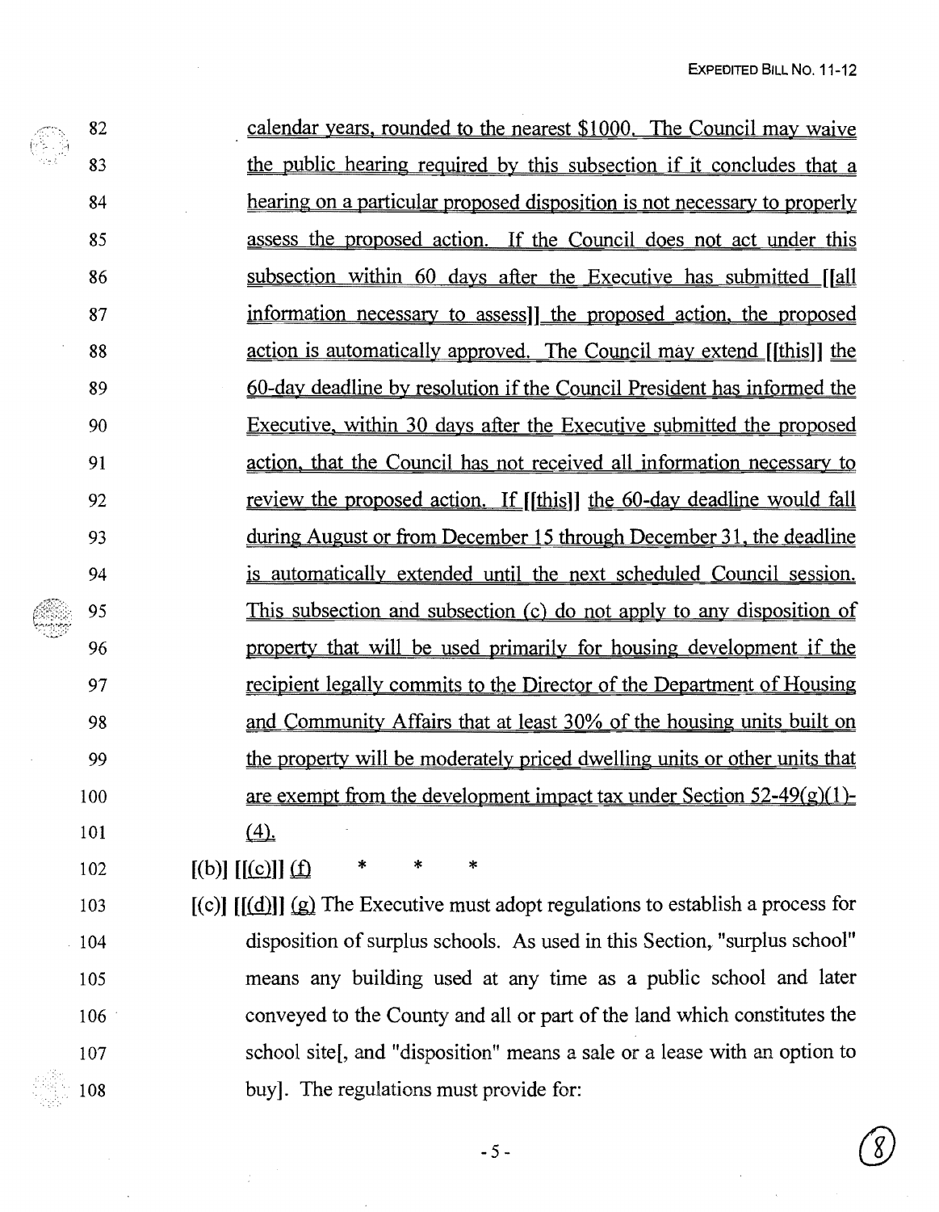82 calendar years, rounded to the nearest $1000. The Council may waive
83 the public hearing required by this subsection if it concludes that a
84 hearing on a particular proposed disposition is not necessary to properly
85 assess the proposed action. If the Council does not act under this
86 subsection within 60 days after the Executive has submitted [[all
87 information necessary to assess]] the proposed action, the proposed
88 action is automatically approved. The Council may extend [[this]] the
89 60-day deadline by resolution if the Council President has informed the
90 Executive, within 30 days after the Executive submitted the proposed
91 action, that the Council has not received all information necessary to
92 review the proposed action. If [[this]] the 60-day deadline would fall
93 during August or from December 15 through December 31, the deadline
94 is automatically extended until the next scheduled Council session.
95 This subsection and subsection (c) do not apply to any disposition of
96 property that will be used primarily for housing development if the
97 recipient legally commits to the Director of the Department of Housing
98 and Community Affairs that at least 30% of the housing units built on
99 the property will be moderately priced dwelling units or other units that
100 are exempt from the development impact tax under Section 52-49(g)(1)-
101 (4).

102 [(b)] [[(c)]] (f) * * *

103 [(c)] [[(d)]] (g) The Executive must adopt regulations to establish a process for
104 disposition of surplus schools. As used in this Section, "surplus school"
105 means any building used at any time as a public school and later
106 conveyed to the County and all or part of the land which constitutes the
107 school site[, and "disposition" means a sale or a lease with an option to
108 buy]. The regulations must provide for: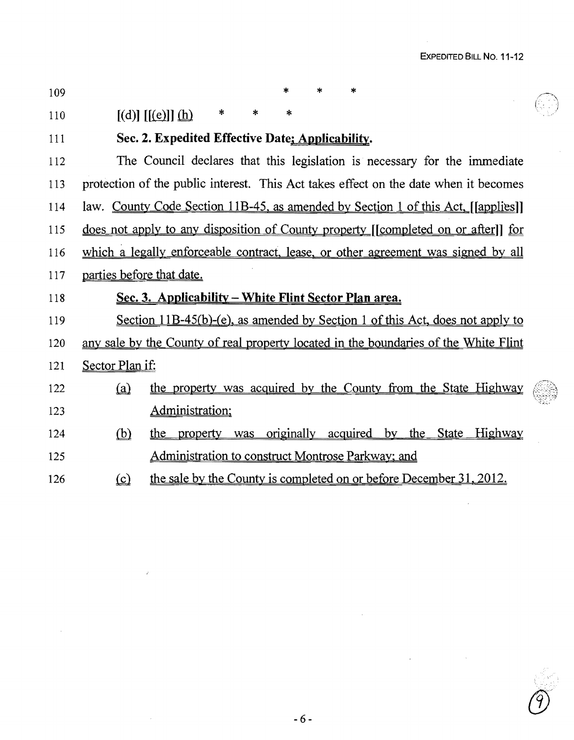\* \* \*

[(d)] [[(e)]] (h) \* \* \*

**Sec. 2. Expedited Effective Date; Applicability.**

The Council declares that this legislation is necessary for the immediate protection of the public interest. This Act takes effect on the date when it becomes law. County Code Section 11B-45, as amended by Section 1 of this Act, [[applies]] does not apply to any disposition of County property [[completed on or after]] for which a legally enforceable contract, lease, or other agreement was signed by all parties before that date.

**Sec. 3. Applicability – White Flint Sector Plan area.**

Section 11B-45(b)-(e), as amended by Section 1 of this Act, does not apply to any sale by the County of real property located in the boundaries of the White Flint Sector Plan if:

(a) the property was acquired by the County from the State Highway Administration;

(b) the property was originally acquired by the State Highway Administration to construct Montrose Parkway; and

(c) the sale by the County is completed on or before December 31, 2012.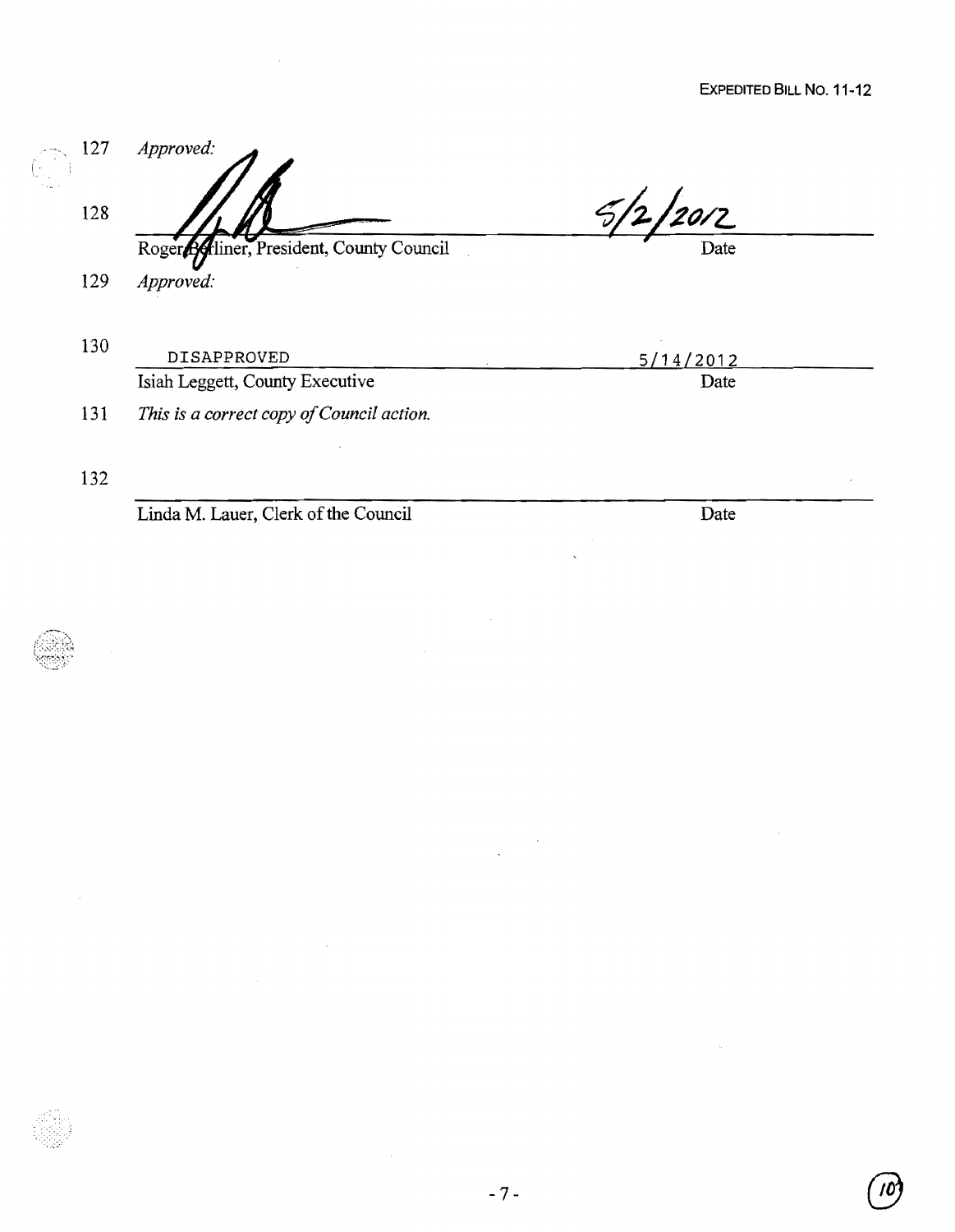127 *Approved:*

128

5/2/2012

Roger Berliner, President, County Council — Date

129 *Approved:*

130

DISAPPROVED — 5/14/2012

Isiah Leggett, County Executive — Date

131 *This is a correct copy of Council action.*

132

Linda M. Lauer, Clerk of the Council — Date